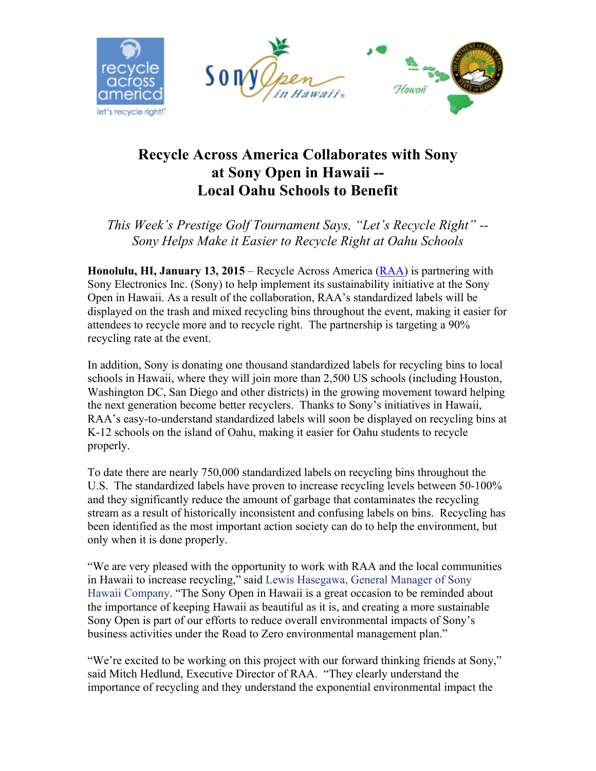# Recycle Across America Collaborates with Sony at Sony Open in Hawaii -- Local Oahu Schools to Benefit

*This Week's Prestige Golf Tournament Says, "Let's Recycle Right" -- Sony Helps Make it Easier to Recycle Right at Oahu Schools*

**Honolulu, HI, January 13, 2015** – Recycle Across America (RAA) is partnering with Sony Electronics Inc. (Sony) to help implement its sustainability initiative at the Sony Open in Hawaii. As a result of the collaboration, RAA's standardized labels will be displayed on the trash and mixed recycling bins throughout the event, making it easier for attendees to recycle more and to recycle right. The partnership is targeting a 90% recycling rate at the event.

In addition, Sony is donating one thousand standardized labels for recycling bins to local schools in Hawaii, where they will join more than 2,500 US schools (including Houston, Washington DC, San Diego and other districts) in the growing movement toward helping the next generation become better recyclers. Thanks to Sony's initiatives in Hawaii, RAA's easy-to-understand standardized labels will soon be displayed on recycling bins at K-12 schools on the island of Oahu, making it easier for Oahu students to recycle properly.

To date there are nearly 750,000 standardized labels on recycling bins throughout the U.S. The standardized labels have proven to increase recycling levels between 50-100% and they significantly reduce the amount of garbage that contaminates the recycling stream as a result of historically inconsistent and confusing labels on bins. Recycling has been identified as the most important action society can do to help the environment, but only when it is done properly.

"We are very pleased with the opportunity to work with RAA and the local communities in Hawaii to increase recycling," said Lewis Hasegawa, General Manager of Sony Hawaii Company. "The Sony Open in Hawaii is a great occasion to be reminded about the importance of keeping Hawaii as beautiful as it is, and creating a more sustainable Sony Open is part of our efforts to reduce overall environmental impacts of Sony's business activities under the Road to Zero environmental management plan."

"We're excited to be working on this project with our forward thinking friends at Sony," said Mitch Hedlund, Executive Director of RAA. "They clearly understand the importance of recycling and they understand the exponential environmental impact the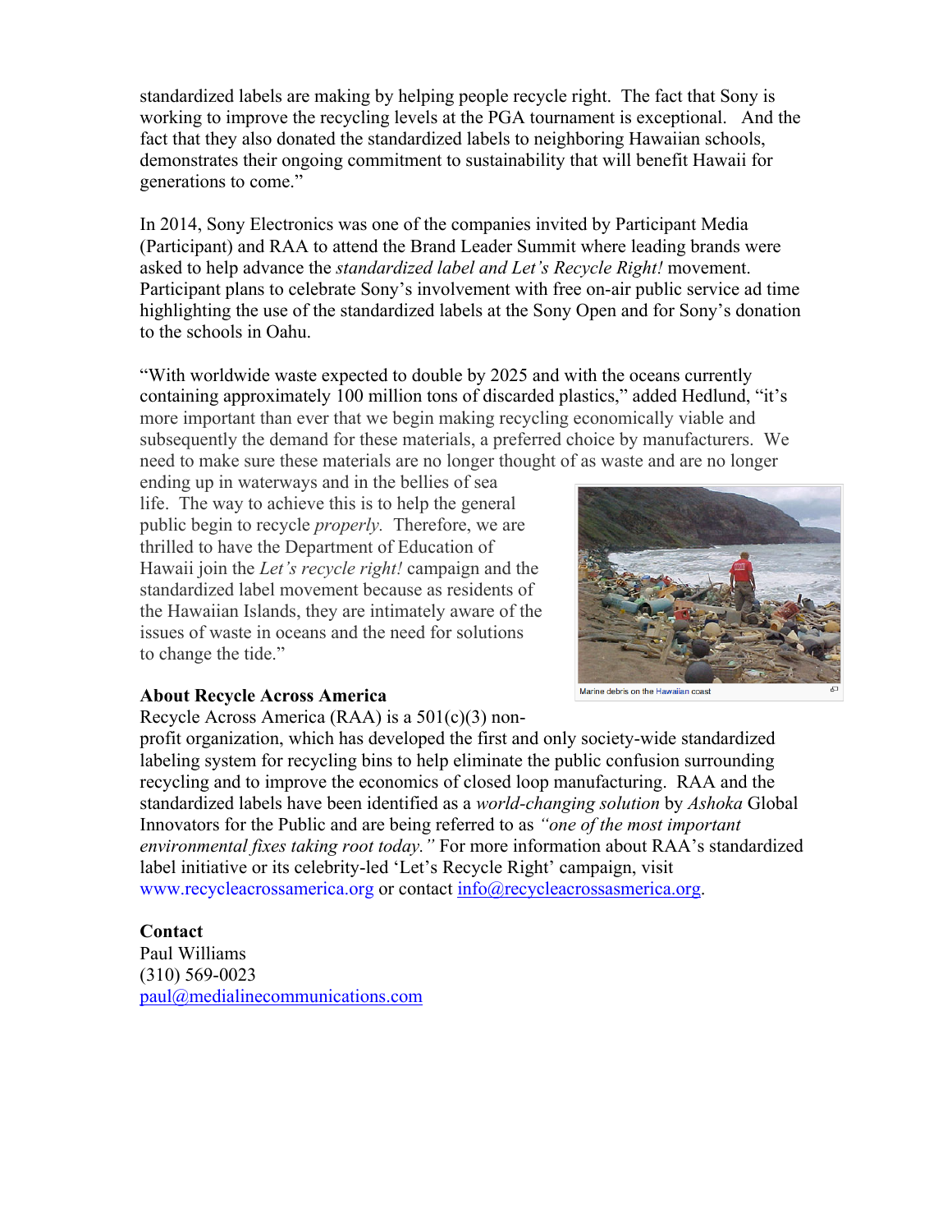standardized labels are making by helping people recycle right. The fact that Sony is working to improve the recycling levels at the PGA tournament is exceptional. And the fact that they also donated the standardized labels to neighboring Hawaiian schools, demonstrates their ongoing commitment to sustainability that will benefit Hawaii for generations to come."

In 2014, Sony Electronics was one of the companies invited by Participant Media (Participant) and RAA to attend the Brand Leader Summit where leading brands were asked to help advance the *standardized label and Let's Recycle Right!* movement. Participant plans to celebrate Sony's involvement with free on-air public service ad time highlighting the use of the standardized labels at the Sony Open and for Sony's donation to the schools in Oahu.

"With worldwide waste expected to double by 2025 and with the oceans currently containing approximately 100 million tons of discarded plastics," added Hedlund, "it's more important than ever that we begin making recycling economically viable and subsequently the demand for these materials, a preferred choice by manufacturers. We need to make sure these materials are no longer thought of as waste and are no longer ending up in waterways and in the bellies of sea life. The way to achieve this is to help the general public begin to recycle *properly.* Therefore, we are thrilled to have the Department of Education of Hawaii join the *Let's recycle right!* campaign and the standardized label movement because as residents of the Hawaiian Islands, they are intimately aware of the issues of waste in oceans and the need for solutions to change the tide."

Marine debris on the Hawaiian coast

**About Recycle Across America**

Recycle Across America (RAA) is a 501(c)(3) non-profit organization, which has developed the first and only society-wide standardized labeling system for recycling bins to help eliminate the public confusion surrounding recycling and to improve the economics of closed loop manufacturing. RAA and the standardized labels have been identified as a *world-changing solution* by *Ashoka* Global Innovators for the Public and are being referred to as *"one of the most important environmental fixes taking root today."* For more information about RAA's standardized label initiative or its celebrity-led 'Let's Recycle Right' campaign, visit www.recycleacrossamerica.org or contact info@recycleacrossasmerica.org.

**Contact**
Paul Williams
(310) 569-0023
paul@medialinecommunications.com